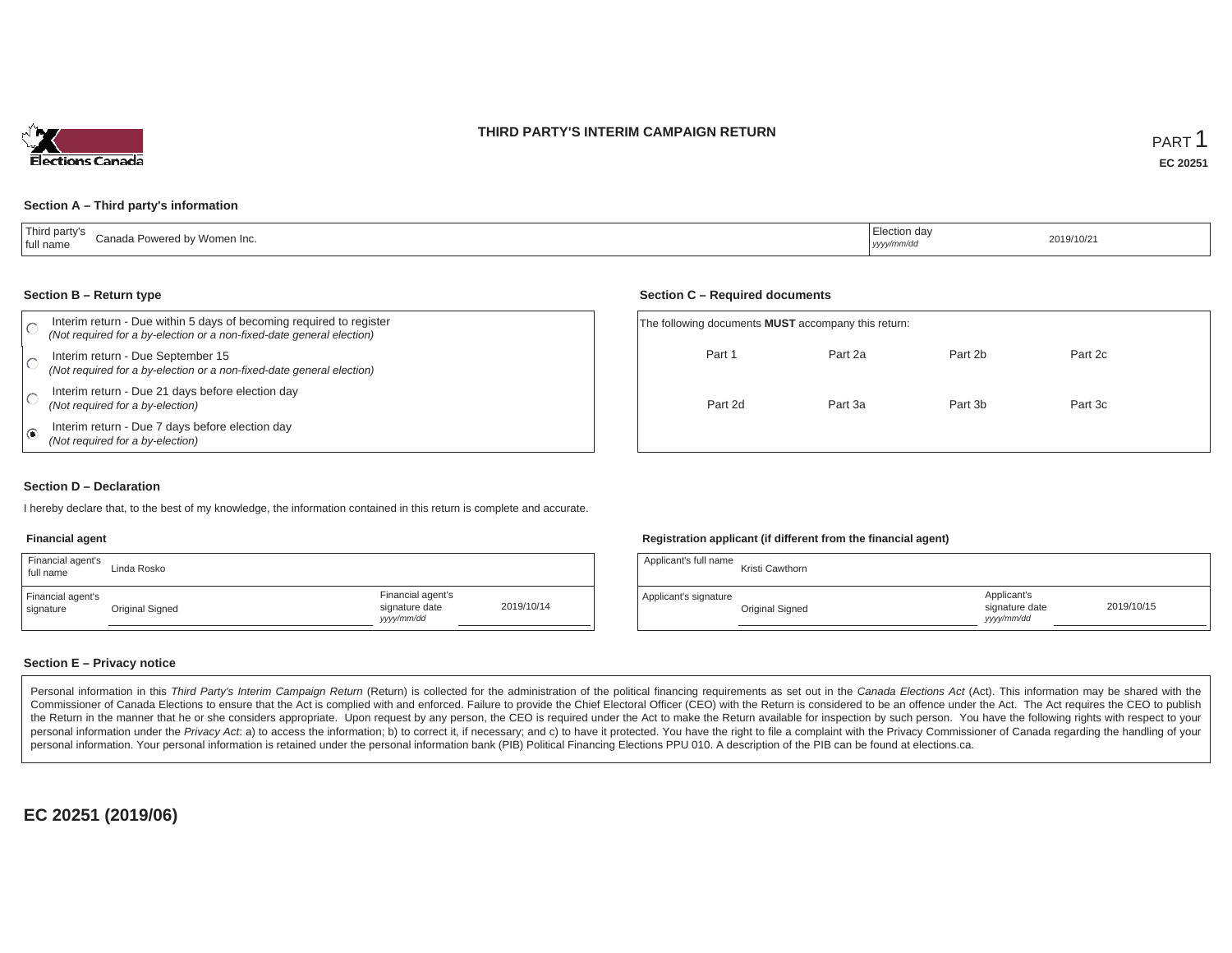# THIRD PARTY'S INTERIM CAMPAIGN RETURN

PART 1

**EC 20251**

### Section A – Third party's information

| Third party's full name | Canada Powered by Women Inc. | Election day *yyyy/mm/dd* | 2019/10/21 |
|---|---|---|---|

### Section B – Return type

- ○ Interim return - Due within 5 days of becoming required to register *(Not required for a by-election or a non-fixed-date general election)*
- ○ Interim return - Due September 15 *(Not required for a by-election or a non-fixed-date general election)*
- ○ Interim return - Due 21 days before election day *(Not required for a by-election)*
- ◉ Interim return - Due 7 days before election day *(Not required for a by-election)*

### Section C – Required documents

The following documents **MUST** accompany this return:

| Part 1 | Part 2a | Part 2b | Part 2c |
|---|---|---|---|
| Part 2d | Part 3a | Part 3b | Part 3c |

### Section D – Declaration

I hereby declare that, to the best of my knowledge, the information contained in this return is complete and accurate.

**Financial agent**

| Financial agent's full name | Linda Rosko | | |
|---|---|---|---|
| Financial agent's signature | Original Signed | Financial agent's signature date *yyyy/mm/dd* | 2019/10/14 |

**Registration applicant (if different from the financial agent)**

| Applicant's full name | Kristi Cawthorn | | |
|---|---|---|---|
| Applicant's signature | Original Signed | Applicant's signature date *yyyy/mm/dd* | 2019/10/15 |

### Section E – Privacy notice

Personal information in this *Third Party's Interim Campaign Return* (Return) is collected for the administration of the political financing requirements as set out in the *Canada Elections Act* (Act). This information may be shared with the Commissioner of Canada Elections to ensure that the Act is complied with and enforced. Failure to provide the Chief Electoral Officer (CEO) with the Return is considered to be an offence under the Act. The Act requires the CEO to publish the Return in the manner that he or she considers appropriate. Upon request by any person, the CEO is required under the Act to make the Return available for inspection by such person. You have the following rights with respect to your personal information under the *Privacy Act*: a) to access the information; b) to correct it, if necessary; and c) to have it protected. You have the right to file a complaint with the Privacy Commissioner of Canada regarding the handling of your personal information. Your personal information is retained under the personal information bank (PIB) Political Financing Elections PPU 010. A description of the PIB can be found at elections.ca.

**EC 20251 (2019/06)**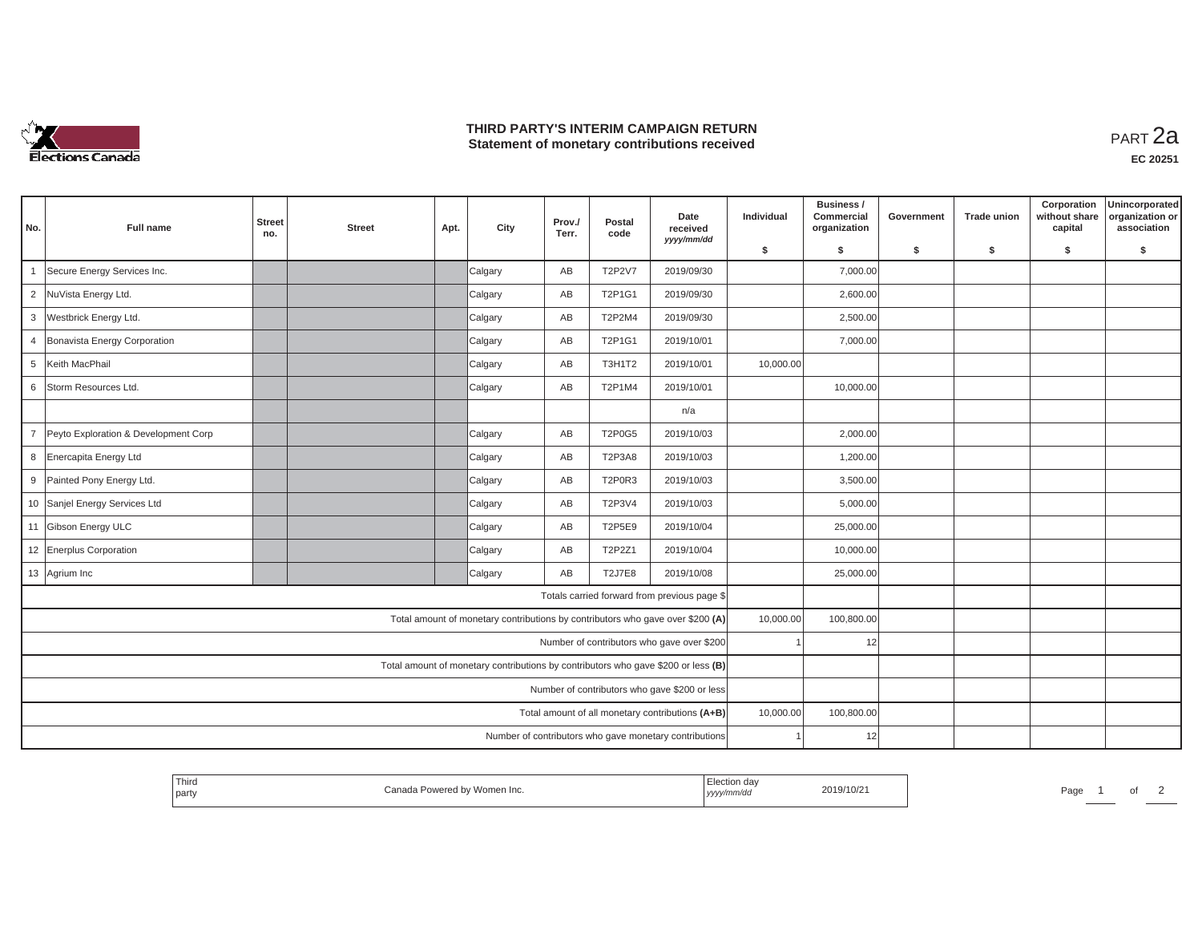# THIRD PARTY'S INTERIM CAMPAIGN RETURN
## Statement of monetary contributions received

PART 2a

EC 20251

| No. | Full name | Street no. | Street | Apt. | City | Prov./ Terr. | Postal code | Date received yyyy/mm/dd | Individual $ | Business / Commercial organization $ | Government $ | Trade union $ | Corporation without share capital $ | Unincorporated organization or association $ |
|---|---|---|---|---|---|---|---|---|---|---|---|---|---|---|
| 1 | Secure Energy Services Inc. | | | | Calgary | AB | T2P2V7 | 2019/09/30 | | 7,000.00 | | | | |
| 2 | NuVista Energy Ltd. | | | | Calgary | AB | T2P1G1 | 2019/09/30 | | 2,600.00 | | | | |
| 3 | Westbrick Energy Ltd. | | | | Calgary | AB | T2P2M4 | 2019/09/30 | | 2,500.00 | | | | |
| 4 | Bonavista Energy Corporation | | | | Calgary | AB | T2P1G1 | 2019/10/01 | | 7,000.00 | | | | |
| 5 | Keith MacPhail | | | | Calgary | AB | T3H1T2 | 2019/10/01 | 10,000.00 | | | | | |
| 6 | Storm Resources Ltd. | | | | Calgary | AB | T2P1M4 | 2019/10/01 | | 10,000.00 | | | | |
| | | | | | | | | n/a | | | | | | |
| 7 | Peyto Exploration & Development Corp | | | | Calgary | AB | T2P0G5 | 2019/10/03 | | 2,000.00 | | | | |
| 8 | Enercapita Energy Ltd | | | | Calgary | AB | T2P3A8 | 2019/10/03 | | 1,200.00 | | | | |
| 9 | Painted Pony Energy Ltd. | | | | Calgary | AB | T2P0R3 | 2019/10/03 | | 3,500.00 | | | | |
| 10 | Sanjel Energy Services Ltd | | | | Calgary | AB | T2P3V4 | 2019/10/03 | | 5,000.00 | | | | |
| 11 | Gibson Energy ULC | | | | Calgary | AB | T2P5E9 | 2019/10/04 | | 25,000.00 | | | | |
| 12 | Enerplus Corporation | | | | Calgary | AB | T2P2Z1 | 2019/10/04 | | 10,000.00 | | | | |
| 13 | Agrium Inc | | | | Calgary | AB | T2J7E8 | 2019/10/08 | | 25,000.00 | | | | |
| | | | | | | | | Totals carried forward from previous page $ | | | | | | |
| | | | | | | | | Total amount of monetary contributions by contributors who gave over $200 **(A)** | 10,000.00 | 100,800.00 | | | | |
| | | | | | | | | Number of contributors who gave over $200 | 1 | 12 | | | | |
| | | | | | | | | Total amount of monetary contributions by contributors who gave $200 or less **(B)** | | | | | | |
| | | | | | | | | Number of contributors who gave $200 or less | | | | | | |
| | | | | | | | | Total amount of all monetary contributions **(A+B)** | 10,000.00 | 100,800.00 | | | | |
| | | | | | | | | Number of contributors who gave monetary contributions | 1 | 12 | | | | |

| Third party | Canada Powered by Women Inc. | Election day yyyy/mm/dd | 2019/10/21 |
|---|---|---|---|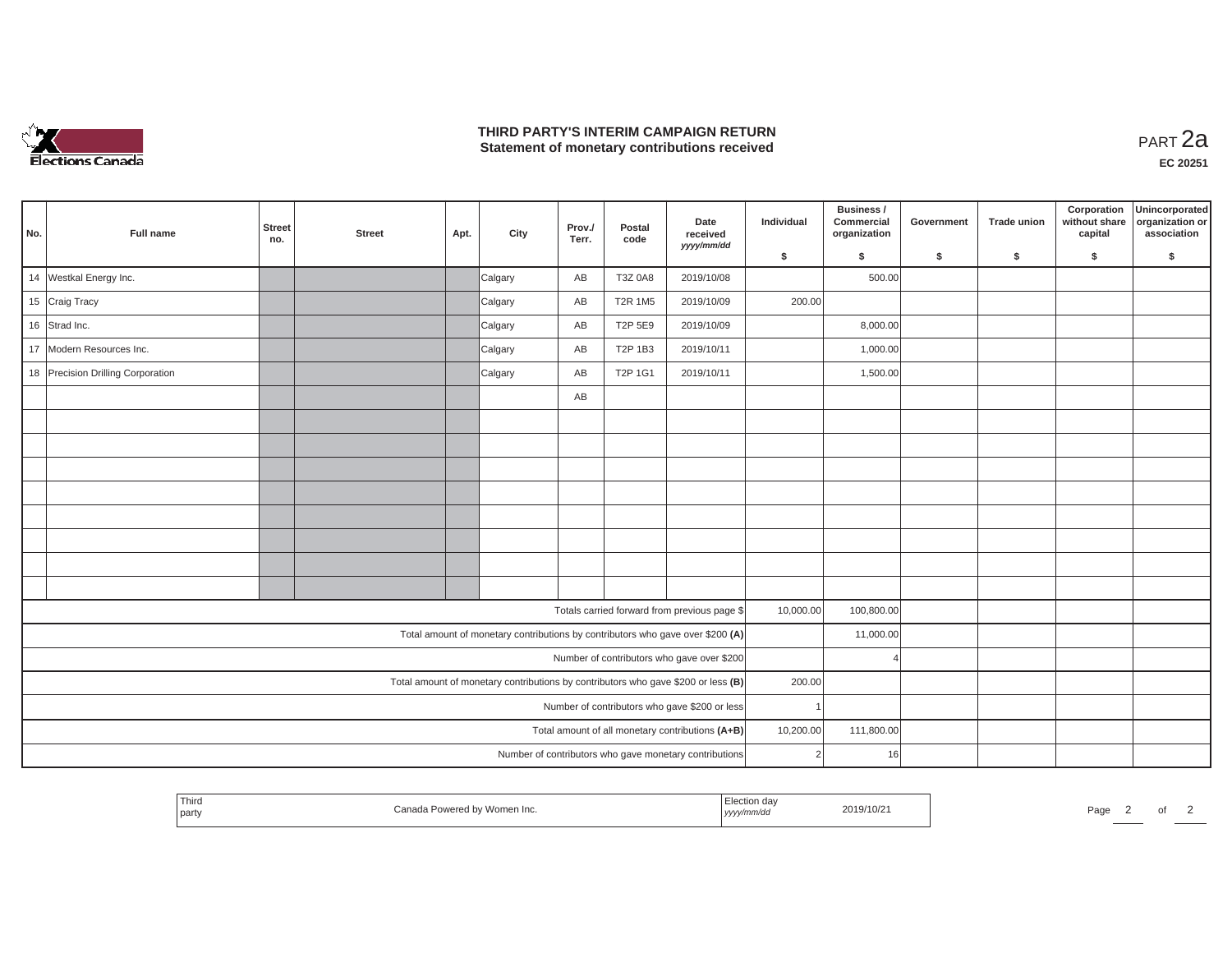# THIRD PARTY'S INTERIM CAMPAIGN RETURN
## Statement of monetary contributions received

PART 2a

EC 20251

| No. | Full name | Street no. | Street | Apt. | City | Prov./ Terr. | Postal code | Date received yyyy/mm/dd | Individual $ | Business / Commercial organization $ | Government $ | Trade union $ | Corporation without share capital $ | Unincorporated organization or association $ |
|---|---|---|---|---|---|---|---|---|---|---|---|---|---|---|
| 14 | Westkal Energy Inc. | | | | Calgary | AB | T3Z 0A8 | 2019/10/08 | | 500.00 | | | | |
| 15 | Craig Tracy | | | | Calgary | AB | T2R 1M5 | 2019/10/09 | 200.00 | | | | | |
| 16 | Strad Inc. | | | | Calgary | AB | T2P 5E9 | 2019/10/09 | | 8,000.00 | | | | |
| 17 | Modern Resources Inc. | | | | Calgary | AB | T2P 1B3 | 2019/10/11 | | 1,000.00 | | | | |
| 18 | Precision Drilling Corporation | | | | Calgary | AB | T2P 1G1 | 2019/10/11 | | 1,500.00 | | | | |
| | | | | | | AB | | | | | | | | |
| | | | | | | | | | | | | | | |
| | | | | | | | | | | | | | | |
| | | | | | | | | | | | | | | |
| | | | | | | | | | | | | | | |
| | | | | | | | | | | | | | | |
| | | | | | | | | | | | | | | |
| | | | | | | | | | | | | | | |
| | | | | | | | | | | | | | | |
| Totals carried forward from previous page $ | | | | | | | | | 10,000.00 | 100,800.00 | | | | |
| Total amount of monetary contributions by contributors who gave over $200 (A) | | | | | | | | | | 11,000.00 | | | | |
| Number of contributors who gave over $200 | | | | | | | | | | 4 | | | | |
| Total amount of monetary contributions by contributors who gave $200 or less (B) | | | | | | | | | 200.00 | | | | | |
| Number of contributors who gave $200 or less | | | | | | | | | 1 | | | | | |
| Total amount of all monetary contributions (A+B) | | | | | | | | | 10,200.00 | 111,800.00 | | | | |
| Number of contributors who gave monetary contributions | | | | | | | | | 2 | 16 | | | | |

| Third party | Canada Powered by Women Inc. | Election day yyyy/mm/dd | 2019/10/21 |
|---|---|---|---|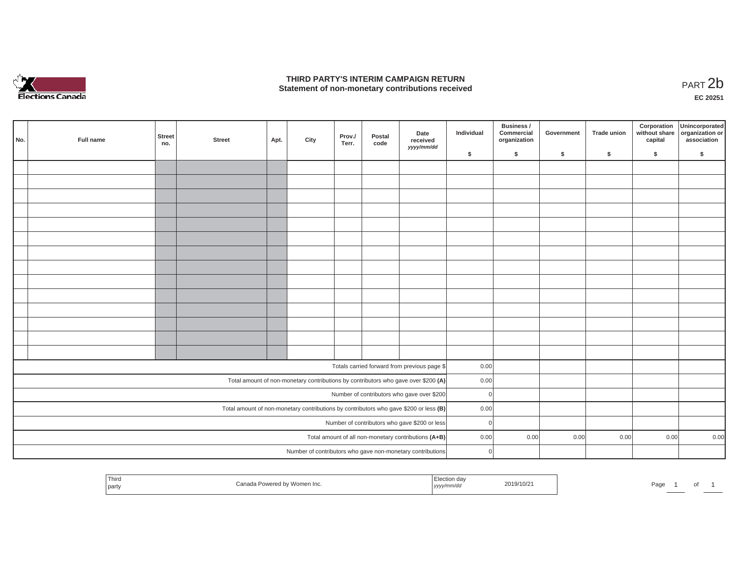# THIRD PARTY'S INTERIM CAMPAIGN RETURN
## Statement of non-monetary contributions received

PART 2b

**EC 20251**

| No. | Full name | Street no. | Street | Apt. | City | Prov./ Terr. | Postal code | Date received *yyyy/mm/dd* | Individual $ | Business / Commercial organization $ | Government $ | Trade union $ | Corporation without share capital $ | Unincorporated organization or association $ |
|---|---|---|---|---|---|---|---|---|---|---|---|---|---|---|
| | | | | | | | | | | | | | | |
| | | | | | | | | | | | | | | |
| | | | | | | | | | | | | | | |
| | | | | | | | | | | | | | | |
| | | | | | | | | | | | | | | |
| | | | | | | | | | | | | | | |
| | | | | | | | | | | | | | | |
| | | | | | | | | | | | | | | |
| | | | | | | | | | | | | | | |
| | | | | | | | | | | | | | | |
| | | | | | | | | | | | | | | |
| | | | | | | | | | | | | | | |
| | | | | | | | | | | | | | | |
| | | | | | | | | | | | | | | |
| Totals carried forward from previous page $ | | | | | | | | | 0.00 | | | | | |
| Total amount of non-monetary contributions by contributors who gave over $200 **(A)** | | | | | | | | | 0.00 | | | | | |
| Number of contributors who gave over $200 | | | | | | | | | 0 | | | | | |
| Total amount of non-monetary contributions by contributors who gave $200 or less **(B)** | | | | | | | | | 0.00 | | | | | |
| Number of contributors who gave $200 or less | | | | | | | | | 0 | | | | | |
| Total amount of all non-monetary contributions **(A+B)** | | | | | | | | | 0.00 | 0.00 | 0.00 | 0.00 | 0.00 | 0.00 |
| Number of contributors who gave non-monetary contributions | | | | | | | | | 0 | | | | | |

| Third party | Canada Powered by Women Inc. | Election day *yyyy/mm/dd* | 2019/10/21 |
|---|---|---|---|

Page 1 of 1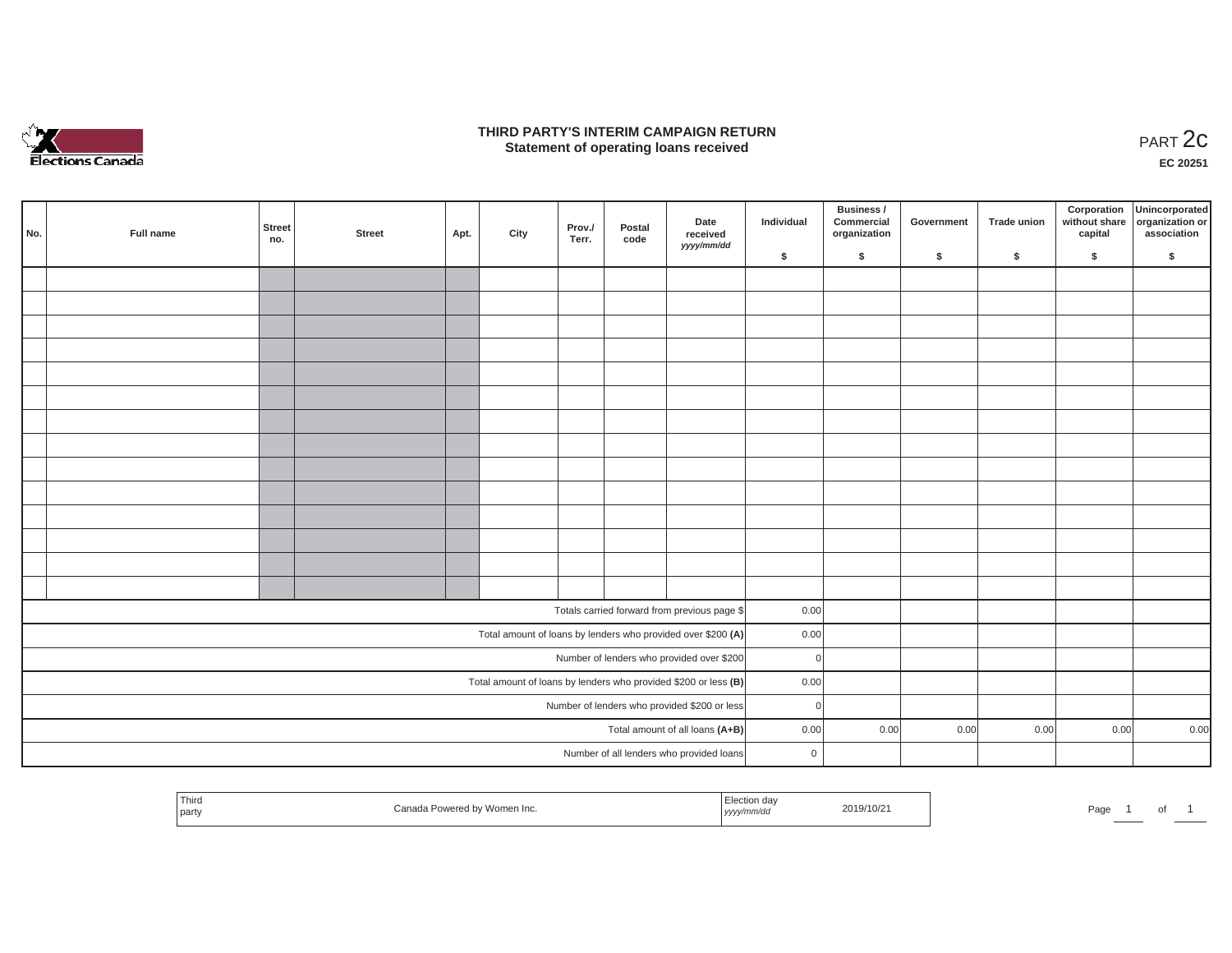# THIRD PARTY'S INTERIM CAMPAIGN RETURN
## Statement of operating loans received

PART 2c

**EC 20251**

| No. | Full name | Street no. | Street | Apt. | City | Prov./ Terr. | Postal code | Date received *yyyy/mm/dd* | Individual $ | Business / Commercial organization $ | Government $ | Trade union $ | Corporation without share capital $ | Unincorporated organization or association $ |
|---|---|---|---|---|---|---|---|---|---|---|---|---|---|---|
| | | | | | | | | | | | | | | |
| | | | | | | | | | | | | | | |
| | | | | | | | | | | | | | | |
| | | | | | | | | | | | | | | |
| | | | | | | | | | | | | | | |
| | | | | | | | | | | | | | | |
| | | | | | | | | | | | | | | |
| | | | | | | | | | | | | | | |
| | | | | | | | | | | | | | | |
| | | | | | | | | | | | | | | |
| | | | | | | | | | | | | | | |
| | | | | | | | | | | | | | | |
| | | | | | | | | | | | | | | |
| | | | | | | | | | | | | | | |
| Totals carried forward from previous page $ | | | | | | | | | 0.00 | | | | | |
| Total amount of loans by lenders who provided over $200 **(A)** | | | | | | | | | 0.00 | | | | | |
| Number of lenders who provided over $200 | | | | | | | | | 0 | | | | | |
| Total amount of loans by lenders who provided $200 or less **(B)** | | | | | | | | | 0.00 | | | | | |
| Number of lenders who provided $200 or less | | | | | | | | | 0 | | | | | |
| Total amount of all loans **(A+B)** | | | | | | | | | 0.00 | 0.00 | 0.00 | 0.00 | 0.00 | 0.00 |
| Number of all lenders who provided loans | | | | | | | | | 0 | | | | | |

| Third party | Canada Powered by Women Inc. | Election day *yyyy/mm/dd* | 2019/10/21 |
|---|---|---|---|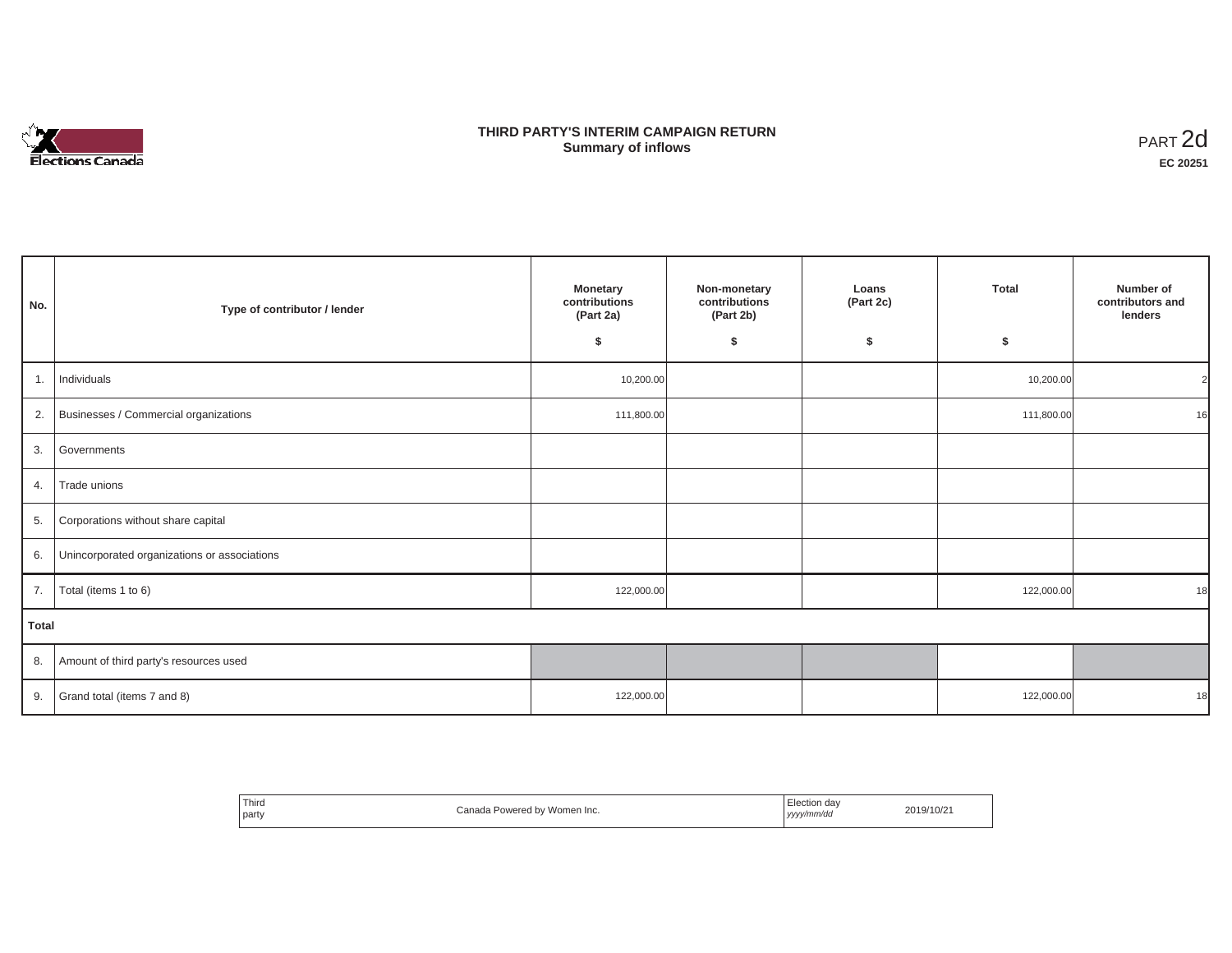# THIRD PARTY'S INTERIM CAMPAIGN RETURN
## Summary of inflows

PART 2d

**EC 20251**

| No. | Type of contributor / lender | Monetary contributions (Part 2a) $ | Non-monetary contributions (Part 2b) $ | Loans (Part 2c) $ | Total $ | Number of contributors and lenders |
|---|---|---|---|---|---|---|
| 1. | Individuals | 10,200.00 | | | 10,200.00 | 2 |
| 2. | Businesses / Commercial organizations | 111,800.00 | | | 111,800.00 | 16 |
| 3. | Governments | | | | | |
| 4. | Trade unions | | | | | |
| 5. | Corporations without share capital | | | | | |
| 6. | Unincorporated organizations or associations | | | | | |
| 7. | Total (items 1 to 6) | 122,000.00 | | | 122,000.00 | 18 |
| **Total** | | | | | | |
| 8. | Amount of third party's resources used | | | | | |
| 9. | Grand total (items 7 and 8) | 122,000.00 | | | 122,000.00 | 18 |

| Third party | Canada Powered by Women Inc. | Election day *yyyy/mm/dd* | 2019/10/21 |
|---|---|---|---|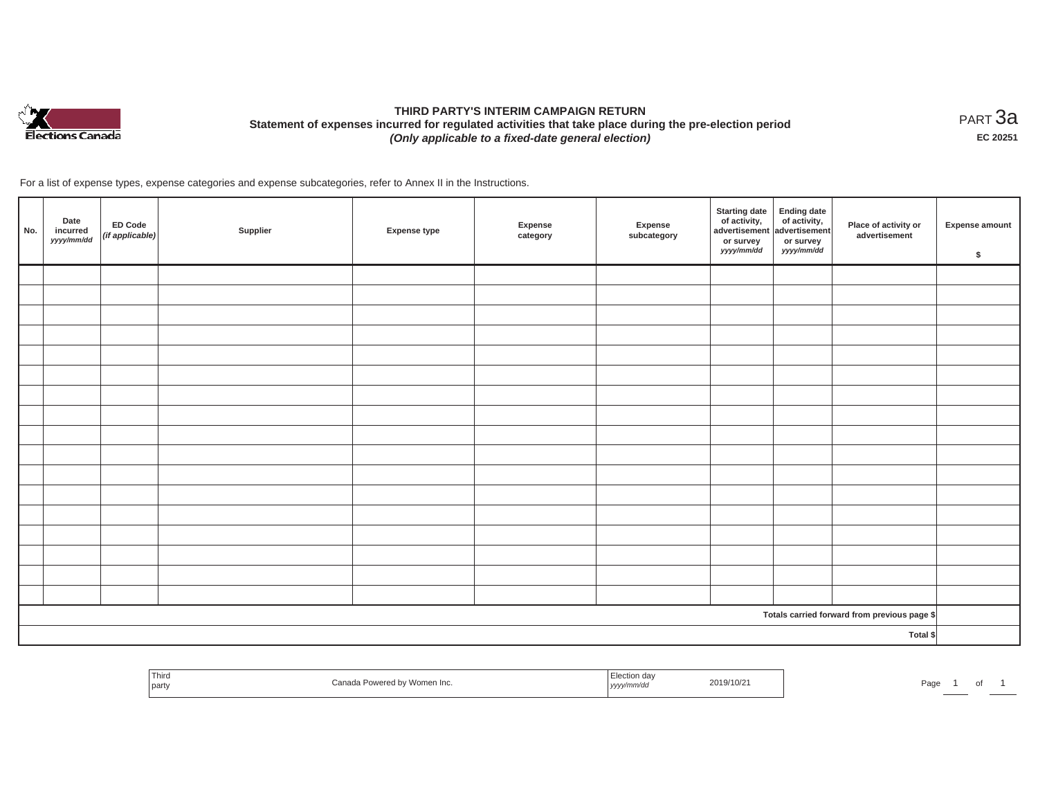# THIRD PARTY'S INTERIM CAMPAIGN RETURN

**Statement of expenses incurred for regulated activities that take place during the pre-election period**

***(Only applicable to a fixed-date general election)***

PART 3a

**EC 20251**

For a list of expense types, expense categories and expense subcategories, refer to Annex II in the Instructions.

| No. | Date incurred *yyyy/mm/dd* | ED Code *(if applicable)* | Supplier | Expense type | Expense category | Expense subcategory | Starting date of activity, advertisement or survey *yyyy/mm/dd* | Ending date of activity, advertisement or survey *yyyy/mm/dd* | Place of activity or advertisement | Expense amount $ |
|---|---|---|---|---|---|---|---|---|---|---|
| | | | | | | | | | | |
| | | | | | | | | | | |
| | | | | | | | | | | |
| | | | | | | | | | | |
| | | | | | | | | | | |
| | | | | | | | | | | |
| | | | | | | | | | | |
| | | | | | | | | | | |
| | | | | | | | | | | |
| | | | | | | | | | | |
| | | | | | | | | | | |
| | | | | | | | | | | |
| | | | | | | | | | | |
| | | | | | | | | | | |
| | | | | | | | | | | |
| | | | | | | | | | | |
| | | | | | | | | | | |
| | | | | | | | | | Totals carried forward from previous page $ | |
| | | | | | | | | | Total $ | |

| Third party | Canada Powered by Women Inc. | Election day *yyyy/mm/dd* | 2019/10/21 |
|---|---|---|---|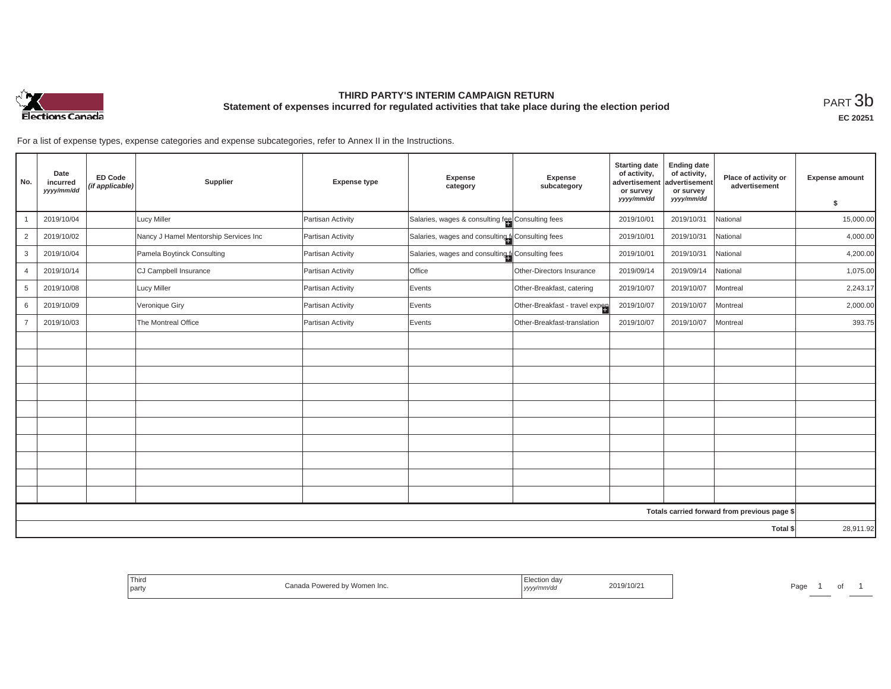# THIRD PARTY'S INTERIM CAMPAIGN RETURN

## Statement of expenses incurred for regulated activities that take place during the election period

PART 3b

**EC 20251**

For a list of expense types, expense categories and expense subcategories, refer to Annex II in the Instructions.

| No. | Date incurred *yyyy/mm/dd* | ED Code *(if applicable)* | Supplier | Expense type | Expense category | Expense subcategory | Starting date of activity, advertisement or survey *yyyy/mm/dd* | Ending date of activity, advertisement or survey *yyyy/mm/dd* | Place of activity or advertisement | Expense amount $ |
|---|---|---|---|---|---|---|---|---|---|---|
| 1 | 2019/10/04 | | Lucy Miller | Partisan Activity | Salaries, wages & consulting fee | Consulting fees | 2019/10/01 | 2019/10/31 | National | 15,000.00 |
| 2 | 2019/10/02 | | Nancy J Hamel Mentorship Services Inc | Partisan Activity | Salaries, wages and consulting f | Consulting fees | 2019/10/01 | 2019/10/31 | National | 4,000.00 |
| 3 | 2019/10/04 | | Pamela Boytinck Consulting | Partisan Activity | Salaries, wages and consulting f | Consulting fees | 2019/10/01 | 2019/10/31 | National | 4,200.00 |
| 4 | 2019/10/14 | | CJ Campbell Insurance | Partisan Activity | Office | Other-Directors Insurance | 2019/09/14 | 2019/09/14 | National | 1,075.00 |
| 5 | 2019/10/08 | | Lucy Miller | Partisan Activity | Events | Other-Breakfast, catering | 2019/10/07 | 2019/10/07 | Montreal | 2,243.17 |
| 6 | 2019/10/09 | | Veronique Giry | Partisan Activity | Events | Other-Breakfast - travel expen | 2019/10/07 | 2019/10/07 | Montreal | 2,000.00 |
| 7 | 2019/10/03 | | The Montreal Office | Partisan Activity | Events | Other-Breakfast-translation | 2019/10/07 | 2019/10/07 | Montreal | 393.75 |
| | | | | | | | | | | |
| | | | | | | | | | **Totals carried forward from previous page $** | |
| | | | | | | | | | **Total $** | 28,911.92 |

| Third party | Canada Powered by Women Inc. | Election day *yyyy/mm/dd* | 2019/10/21 |
|---|---|---|---|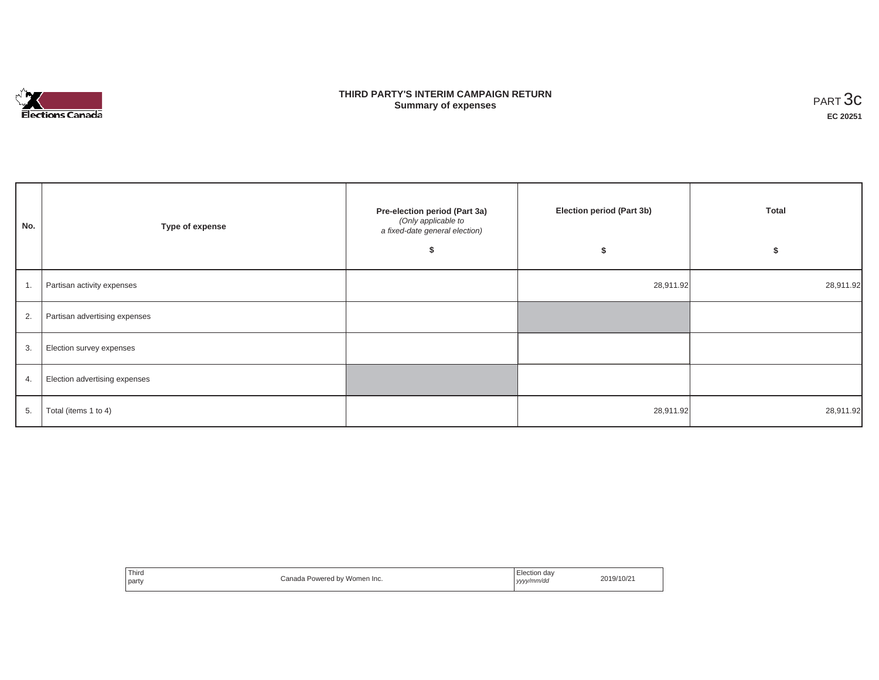# THIRD PARTY'S INTERIM CAMPAIGN RETURN
## Summary of expenses

PART 3c

**EC 20251**

| No. | Type of expense | Pre-election period (Part 3a) *(Only applicable to a fixed-date general election)* $ | Election period (Part 3b) $ | Total $ |
|---|---|---|---|---|
| 1. | Partisan activity expenses | | 28,911.92 | 28,911.92 |
| 2. | Partisan advertising expenses | | | |
| 3. | Election survey expenses | | | |
| 4. | Election advertising expenses | | | |
| 5. | Total (items 1 to 4) | | 28,911.92 | 28,911.92 |

| Third party | Canada Powered by Women Inc. | Election day *yyyy/mm/dd* | 2019/10/21 |
|---|---|---|---|